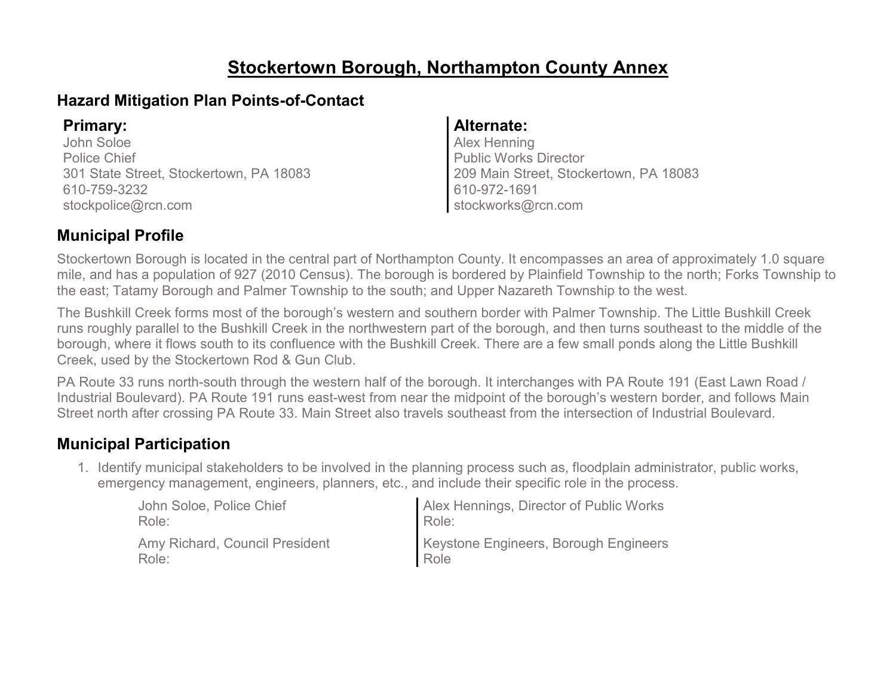# Stockertown Borough, Northampton County Annex

## Hazard Mitigation Plan Points-of-Contact

**Primary:**
John Soloe
Police Chief
301 State Street, Stockertown, PA 18083
610-759-3232
stockpolice@rcn.com

**Alternate:**
Alex Henning
Public Works Director
209 Main Street, Stockertown, PA 18083
610-972-1691
stockworks@rcn.com

## Municipal Profile

Stockertown Borough is located in the central part of Northampton County. It encompasses an area of approximately 1.0 square mile, and has a population of 927 (2010 Census). The borough is bordered by Plainfield Township to the north; Forks Township to the east; Tatamy Borough and Palmer Township to the south; and Upper Nazareth Township to the west.

The Bushkill Creek forms most of the borough's western and southern border with Palmer Township. The Little Bushkill Creek runs roughly parallel to the Bushkill Creek in the northwestern part of the borough, and then turns southeast to the middle of the borough, where it flows south to its confluence with the Bushkill Creek. There are a few small ponds along the Little Bushkill Creek, used by the Stockertown Rod & Gun Club.

PA Route 33 runs north-south through the western half of the borough. It interchanges with PA Route 191 (East Lawn Road / Industrial Boulevard). PA Route 191 runs east-west from near the midpoint of the borough's western border, and follows Main Street north after crossing PA Route 33. Main Street also travels southeast from the intersection of Industrial Boulevard.

## Municipal Participation

1. Identify municipal stakeholders to be involved in the planning process such as, floodplain administrator, public works, emergency management, engineers, planners, etc., and include their specific role in the process.

   John Soloe, Police Chief
   Role:

   Alex Hennings, Director of Public Works
   Role:

   Amy Richard, Council President
   Role:

   Keystone Engineers, Borough Engineers
   Role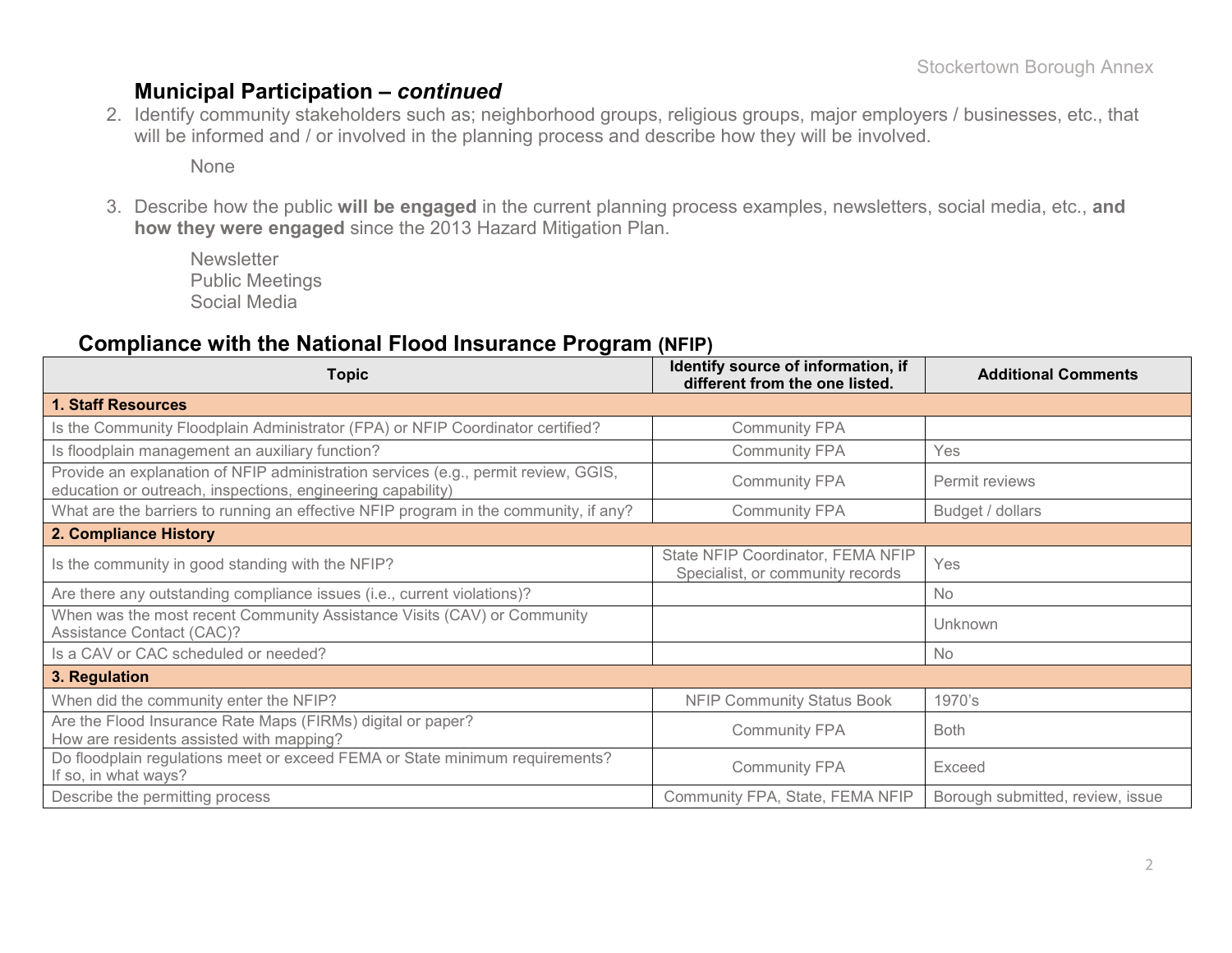### Municipal Participation – *continued*

2. Identify community stakeholders such as; neighborhood groups, religious groups, major employers / businesses, etc., that will be informed and / or involved in the planning process and describe how they will be involved.

   None

3. Describe how the public **will be engaged** in the current planning process examples, newsletters, social media, etc., **and how they were engaged** since the 2013 Hazard Mitigation Plan.

   Newsletter
   Public Meetings
   Social Media

## Compliance with the National Flood Insurance Program (NFIP)

| Topic | Identify source of information, if different from the one listed. | Additional Comments |
|---|---|---|
| **1. Staff Resources** | | |
| Is the Community Floodplain Administrator (FPA) or NFIP Coordinator certified? | Community FPA | |
| Is floodplain management an auxiliary function? | Community FPA | Yes |
| Provide an explanation of NFIP administration services (e.g., permit review, GGIS, education or outreach, inspections, engineering capability) | Community FPA | Permit reviews |
| What are the barriers to running an effective NFIP program in the community, if any? | Community FPA | Budget / dollars |
| **2. Compliance History** | | |
| Is the community in good standing with the NFIP? | State NFIP Coordinator, FEMA NFIP Specialist, or community records | Yes |
| Are there any outstanding compliance issues (i.e., current violations)? | | No |
| When was the most recent Community Assistance Visits (CAV) or Community Assistance Contact (CAC)? | | Unknown |
| Is a CAV or CAC scheduled or needed? | | No |
| **3. Regulation** | | |
| When did the community enter the NFIP? | NFIP Community Status Book | 1970's |
| Are the Flood Insurance Rate Maps (FIRMs) digital or paper? How are residents assisted with mapping? | Community FPA | Both |
| Do floodplain regulations meet or exceed FEMA or State minimum requirements? If so, in what ways? | Community FPA | Exceed |
| Describe the permitting process | Community FPA, State, FEMA NFIP | Borough submitted, review, issue |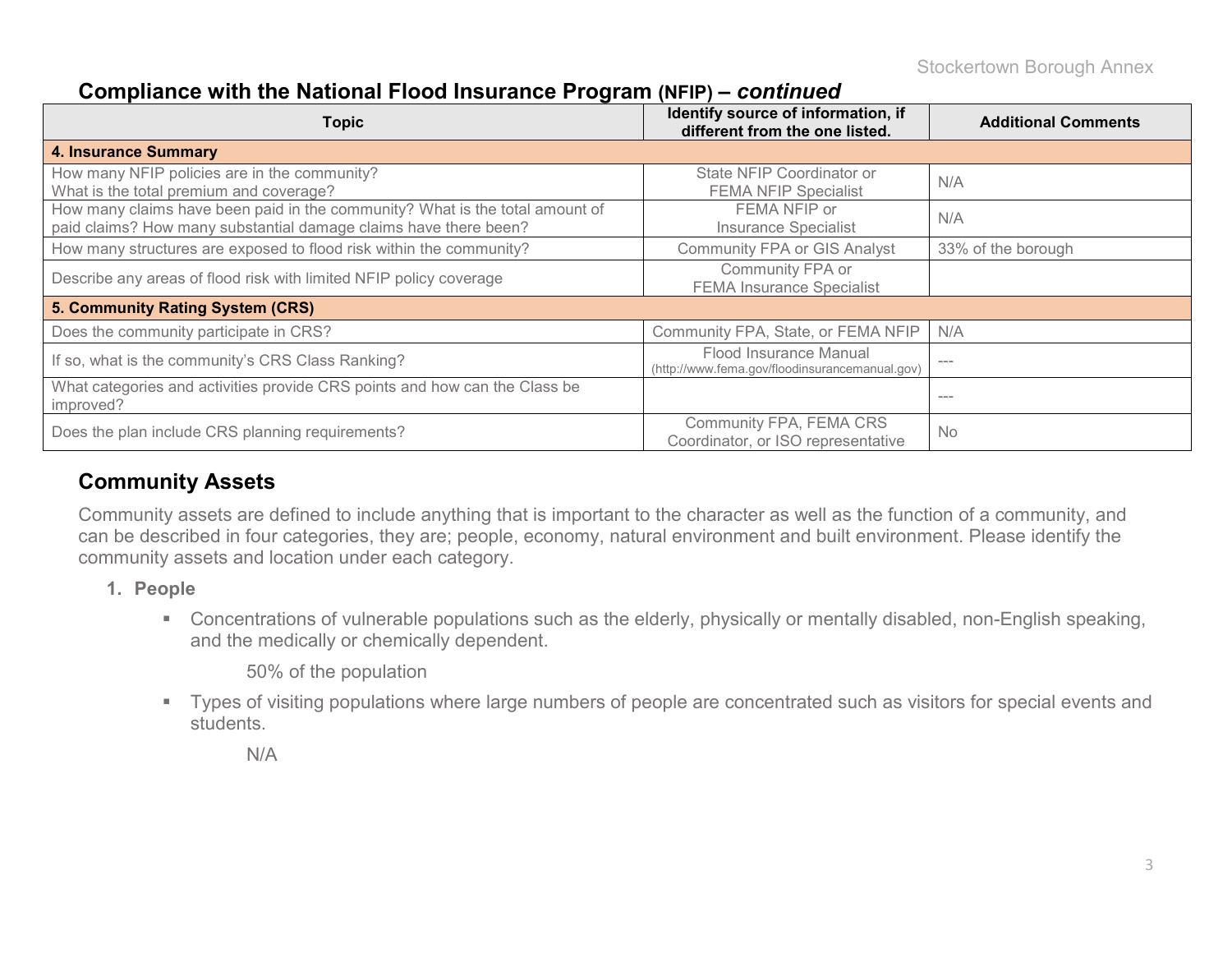## Compliance with the National Flood Insurance Program (NFIP) – *continued*

| Topic | Identify source of information, if different from the one listed. | Additional Comments |
|---|---|---|
| **4. Insurance Summary** | | |
| How many NFIP policies are in the community? What is the total premium and coverage? | State NFIP Coordinator or FEMA NFIP Specialist | N/A |
| How many claims have been paid in the community? What is the total amount of paid claims? How many substantial damage claims have there been? | FEMA NFIP or Insurance Specialist | N/A |
| How many structures are exposed to flood risk within the community? | Community FPA or GIS Analyst | 33% of the borough |
| Describe any areas of flood risk with limited NFIP policy coverage | Community FPA or FEMA Insurance Specialist | |
| **5. Community Rating System (CRS)** | | |
| Does the community participate in CRS? | Community FPA, State, or FEMA NFIP | N/A |
| If so, what is the community's CRS Class Ranking? | Flood Insurance Manual (http://www.fema.gov/floodinsurancemanual.gov) | --- |
| What categories and activities provide CRS points and how can the Class be improved? | | --- |
| Does the plan include CRS planning requirements? | Community FPA, FEMA CRS Coordinator, or ISO representative | No |

## Community Assets

Community assets are defined to include anything that is important to the character as well as the function of a community, and can be described in four categories, they are; people, economy, natural environment and built environment. Please identify the community assets and location under each category.

1. **People**
   - Concentrations of vulnerable populations such as the elderly, physically or mentally disabled, non-English speaking, and the medically or chemically dependent.

     50% of the population

   - Types of visiting populations where large numbers of people are concentrated such as visitors for special events and students.

     N/A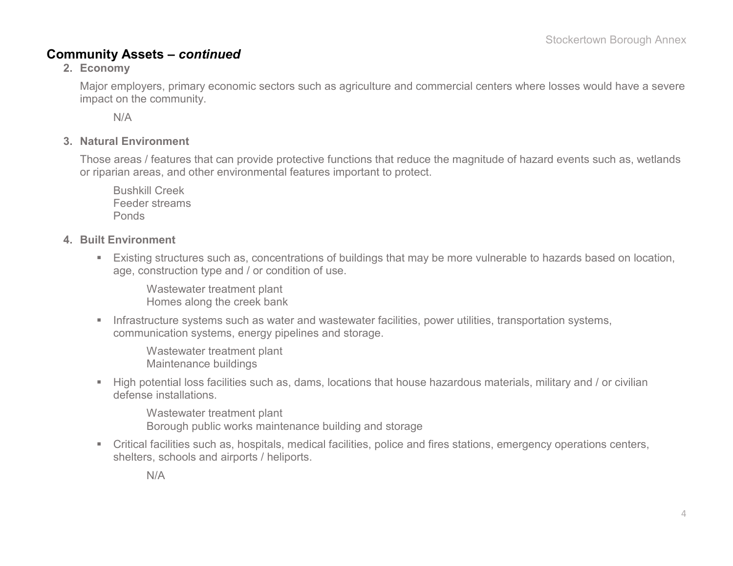## Community Assets – *continued*

**2. Economy**

Major employers, primary economic sectors such as agriculture and commercial centers where losses would have a severe impact on the community.

N/A

**3. Natural Environment**

Those areas / features that can provide protective functions that reduce the magnitude of hazard events such as, wetlands or riparian areas, and other environmental features important to protect.

Bushkill Creek
Feeder streams
Ponds

**4. Built Environment**

- Existing structures such as, concentrations of buildings that may be more vulnerable to hazards based on location, age, construction type and / or condition of use.

  Wastewater treatment plant
  Homes along the creek bank

- Infrastructure systems such as water and wastewater facilities, power utilities, transportation systems, communication systems, energy pipelines and storage.

  Wastewater treatment plant
  Maintenance buildings

- High potential loss facilities such as, dams, locations that house hazardous materials, military and / or civilian defense installations.

  Wastewater treatment plant
  Borough public works maintenance building and storage

- Critical facilities such as, hospitals, medical facilities, police and fires stations, emergency operations centers, shelters, schools and airports / heliports.

  N/A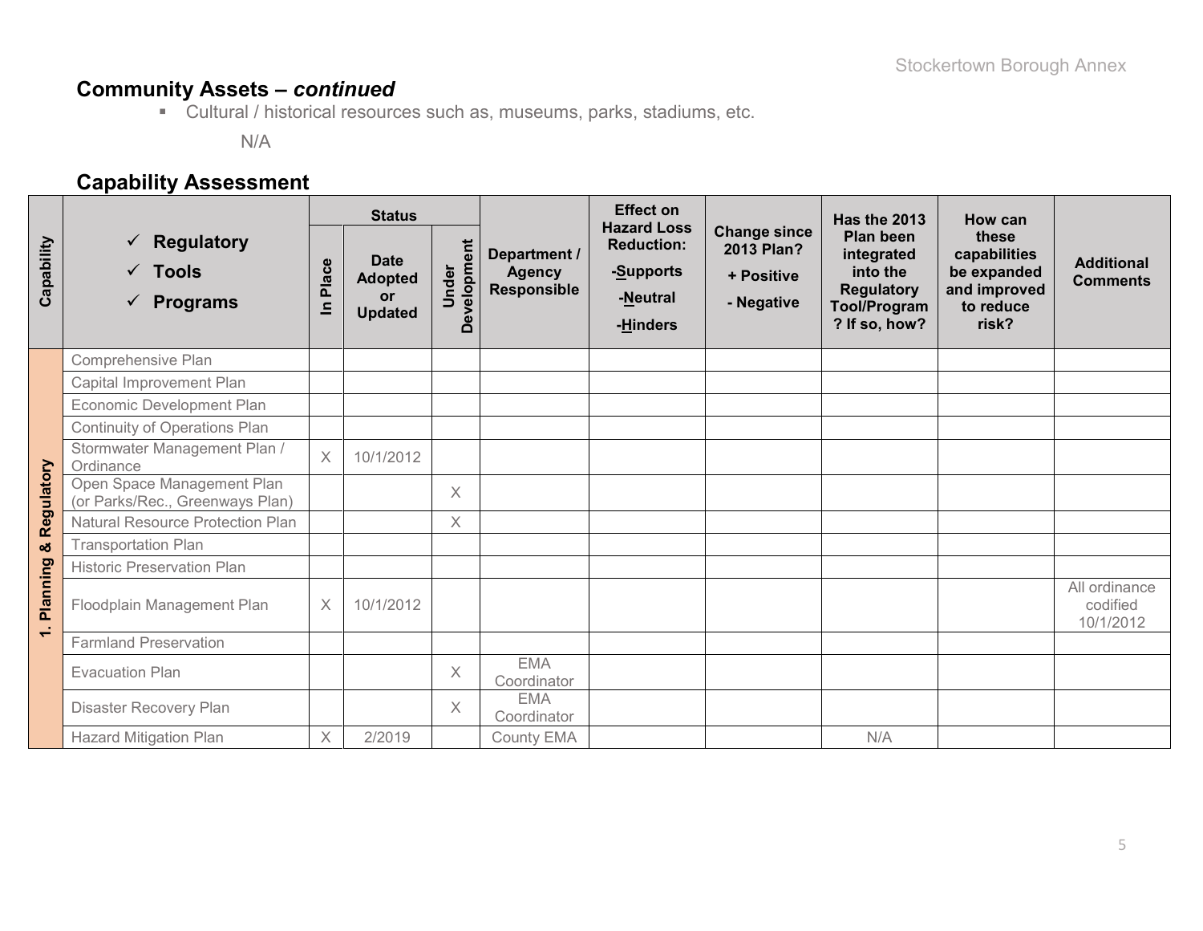## Community Assets – *continued*

- Cultural / historical resources such as, museums, parks, stadiums, etc.

  N/A

## Capability Assessment

| Capability | ✓ Regulatory ✓ Tools ✓ Programs | Status | | | Department / Agency Responsible | Effect on Hazard Loss Reduction: -Supports -Neutral -Hinders | Change since 2013 Plan? + Positive - Negative | Has the 2013 Plan been integrated into the Regulatory Tool/Program? If so, how? | How can these capabilities be expanded and improved to reduce risk? | Additional Comments |
|---|---|---|---|---|---|---|---|---|---|---|
| | | In Place | Date Adopted or Updated | Under Development | | | | | | |
| 1. Planning & Regulatory | Comprehensive Plan | | | | | | | | | |
| | Capital Improvement Plan | | | | | | | | | |
| | Economic Development Plan | | | | | | | | | |
| | Continuity of Operations Plan | | | | | | | | | |
| | Stormwater Management Plan / Ordinance | X | 10/1/2012 | | | | | | | |
| | Open Space Management Plan (or Parks/Rec., Greenways Plan) | | | X | | | | | | |
| | Natural Resource Protection Plan | | | X | | | | | | |
| | Transportation Plan | | | | | | | | | |
| | Historic Preservation Plan | | | | | | | | | |
| | Floodplain Management Plan | X | 10/1/2012 | | | | | | | All ordinance codified 10/1/2012 |
| | Farmland Preservation | | | | | | | | | |
| | Evacuation Plan | | | X | EMA Coordinator | | | | | |
| | Disaster Recovery Plan | | | X | EMA Coordinator | | | | | |
| | Hazard Mitigation Plan | X | 2/2019 | | County EMA | | | N/A | | |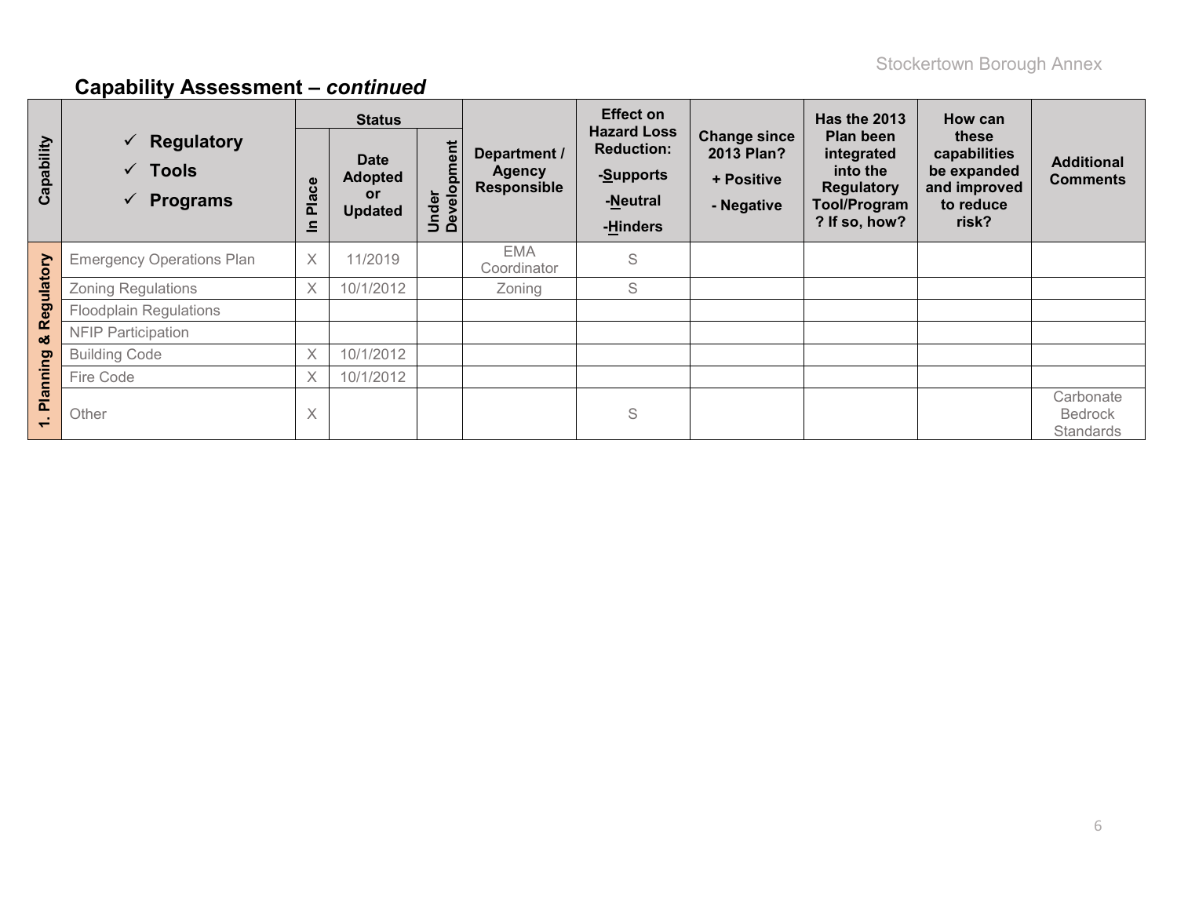## Capability Assessment – *continued*

| Capability | ✓ Regulatory ✓ Tools ✓ Programs | Status | | | Department / Agency Responsible | Effect on Hazard Loss Reduction: -Supports -Neutral -Hinders | Change since 2013 Plan? + Positive - Negative | Has the 2013 Plan been integrated into the Regulatory Tool/Program? If so, how? | How can these capabilities be expanded and improved to reduce risk? | Additional Comments |
|---|---|---|---|---|---|---|---|---|---|---|
| | | In Place | Date Adopted or Updated | Under Development | | | | | | |
| 1. Planning & Regulatory | Emergency Operations Plan | X | 11/2019 | | EMA Coordinator | S | | | | |
| | Zoning Regulations | X | 10/1/2012 | | Zoning | S | | | | |
| | Floodplain Regulations | | | | | | | | | |
| | NFIP Participation | | | | | | | | | |
| | Building Code | X | 10/1/2012 | | | | | | | |
| | Fire Code | X | 10/1/2012 | | | | | | | |
| | Other | X | | | | S | | | | Carbonate Bedrock Standards |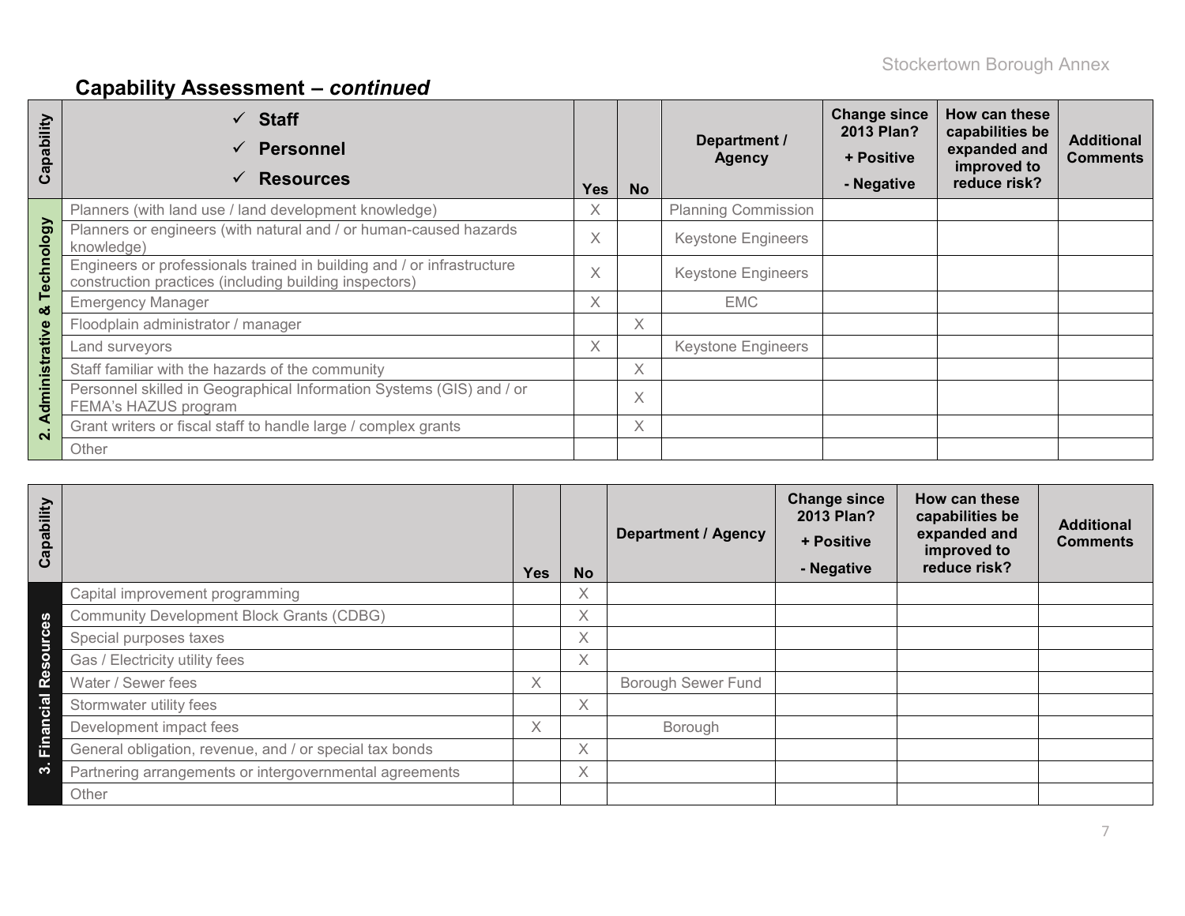## Capability Assessment – *continued*

| Capability | ✓ **Staff** ✓ **Personnel** ✓ **Resources** | Yes | No | Department / Agency | Change since 2013 Plan? + Positive - Negative | How can these capabilities be expanded and improved to reduce risk? | Additional Comments |
|---|---|---|---|---|---|---|---|
| 2. Administrative & Technology | Planners (with land use / land development knowledge) | X | | Planning Commission | | | |
| | Planners or engineers (with natural and / or human-caused hazards knowledge) | X | | Keystone Engineers | | | |
| | Engineers or professionals trained in building and / or infrastructure construction practices (including building inspectors) | X | | Keystone Engineers | | | |
| | Emergency Manager | X | | EMC | | | |
| | Floodplain administrator / manager | | X | | | | |
| | Land surveyors | X | | Keystone Engineers | | | |
| | Staff familiar with the hazards of the community | | X | | | | |
| | Personnel skilled in Geographical Information Systems (GIS) and / or FEMA's HAZUS program | | X | | | | |
| | Grant writers or fiscal staff to handle large / complex grants | | X | | | | |
| | Other | | | | | | |

| Capability | | Yes | No | Department / Agency | Change since 2013 Plan? + Positive - Negative | How can these capabilities be expanded and improved to reduce risk? | Additional Comments |
|---|---|---|---|---|---|---|---|
| 3. Financial Resources | Capital improvement programming | | X | | | | |
| | Community Development Block Grants (CDBG) | | X | | | | |
| | Special purposes taxes | | X | | | | |
| | Gas / Electricity utility fees | | X | | | | |
| | Water / Sewer fees | X | | Borough Sewer Fund | | | |
| | Stormwater utility fees | | X | | | | |
| | Development impact fees | X | | Borough | | | |
| | General obligation, revenue, and / or special tax bonds | | X | | | | |
| | Partnering arrangements or intergovernmental agreements | | X | | | | |
| | Other | | | | | | |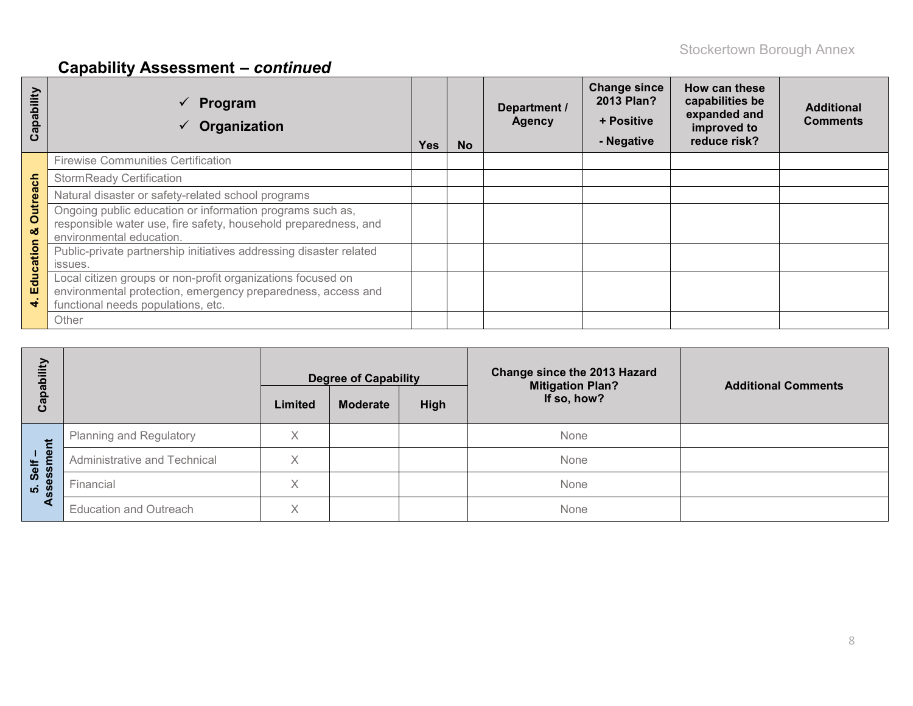## Capability Assessment – *continued*

| Capability | ✓ Program ✓ Organization | Yes | No | Department / Agency | Change since 2013 Plan? + Positive - Negative | How can these capabilities be expanded and improved to reduce risk? | Additional Comments |
|---|---|---|---|---|---|---|---|
| 4. Education & Outreach | Firewise Communities Certification | | | | | | |
| | StormReady Certification | | | | | | |
| | Natural disaster or safety-related school programs | | | | | | |
| | Ongoing public education or information programs such as, responsible water use, fire safety, household preparedness, and environmental education. | | | | | | |
| | Public-private partnership initiatives addressing disaster related issues. | | | | | | |
| | Local citizen groups or non-profit organizations focused on environmental protection, emergency preparedness, access and functional needs populations, etc. | | | | | | |
| | Other | | | | | | |

| Capability | | Degree of Capability | | | Change since the 2013 Hazard Mitigation Plan? If so, how? | Additional Comments |
|---|---|---|---|---|---|---|
| | | Limited | Moderate | High | | |
| 5. Self – Assessment | Planning and Regulatory | X | | | None | |
| | Administrative and Technical | X | | | None | |
| | Financial | X | | | None | |
| | Education and Outreach | X | | | None | |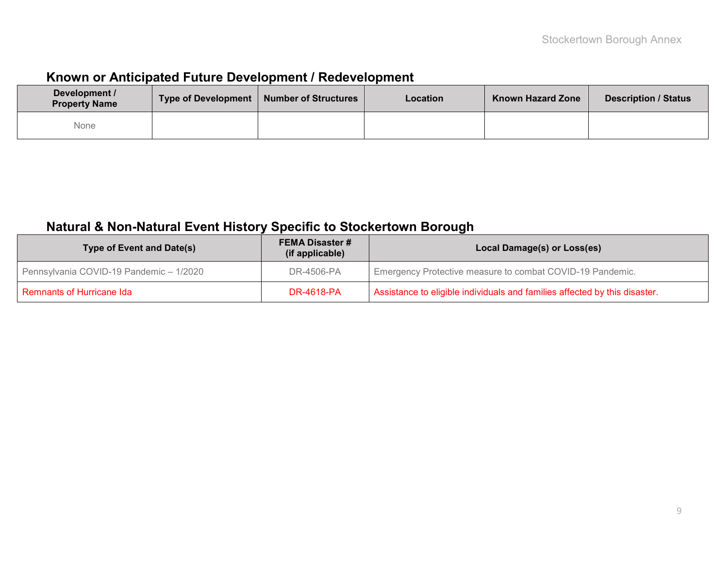## Known or Anticipated Future Development / Redevelopment

| Development / Property Name | Type of Development | Number of Structures | Location | Known Hazard Zone | Description / Status |
|---|---|---|---|---|---|
| None | | | | | |

## Natural & Non-Natural Event History Specific to Stockertown Borough

| Type of Event and Date(s) | FEMA Disaster # (if applicable) | Local Damage(s) or Loss(es) |
|---|---|---|
| Pennsylvania COVID-19 Pandemic – 1/2020 | DR-4506-PA | Emergency Protective measure to combat COVID-19 Pandemic. |
| Remnants of Hurricane Ida | DR-4618-PA | Assistance to eligible individuals and families affected by this disaster. |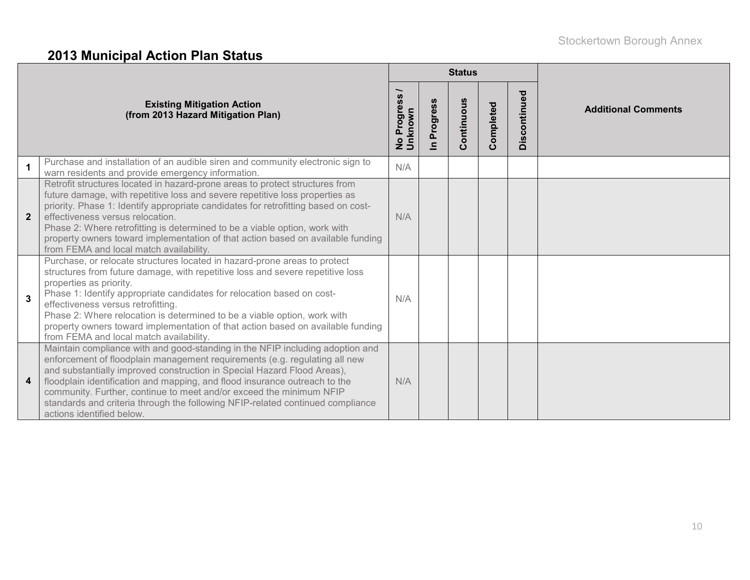## 2013 Municipal Action Plan Status

| | Existing Mitigation Action (from 2013 Hazard Mitigation Plan) | Status | | | | | Additional Comments |
|---|---|---|---|---|---|---|---|
| | | No Progress / Unknown | In Progress | Continuous | Completed | Discontinued | |
| 1 | Purchase and installation of an audible siren and community electronic sign to warn residents and provide emergency information. | N/A | | | | | |
| 2 | Retrofit structures located in hazard-prone areas to protect structures from future damage, with repetitive loss and severe repetitive loss properties as priority. Phase 1: Identify appropriate candidates for retrofitting based on cost-effectiveness versus relocation. Phase 2: Where retrofitting is determined to be a viable option, work with property owners toward implementation of that action based on available funding from FEMA and local match availability. | N/A | | | | | |
| 3 | Purchase, or relocate structures located in hazard-prone areas to protect structures from future damage, with repetitive loss and severe repetitive loss properties as priority. Phase 1: Identify appropriate candidates for relocation based on cost-effectiveness versus retrofitting. Phase 2: Where relocation is determined to be a viable option, work with property owners toward implementation of that action based on available funding from FEMA and local match availability. | N/A | | | | | |
| 4 | Maintain compliance with and good-standing in the NFIP including adoption and enforcement of floodplain management requirements (e.g. regulating all new and substantially improved construction in Special Hazard Flood Areas), floodplain identification and mapping, and flood insurance outreach to the community. Further, continue to meet and/or exceed the minimum NFIP standards and criteria through the following NFIP-related continued compliance actions identified below. | N/A | | | | | |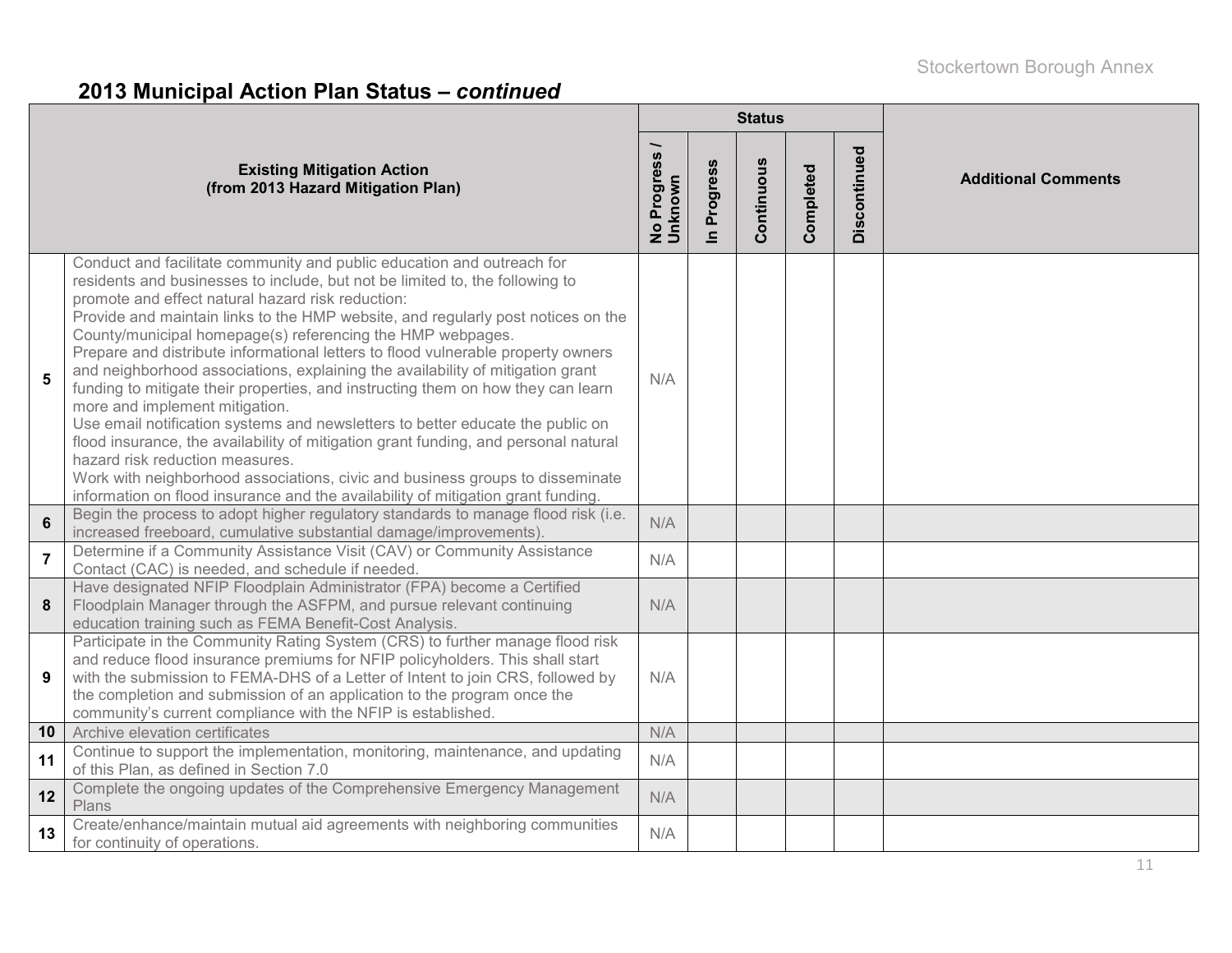## 2013 Municipal Action Plan Status – *continued*

| | Existing Mitigation Action (from 2013 Hazard Mitigation Plan) | Status | | | | | Additional Comments |
|---|---|---|---|---|---|---|---|
| | | No Progress / Unknown | In Progress | Continuous | Completed | Discontinued | |
| 5 | Conduct and facilitate community and public education and outreach for residents and businesses to include, but not be limited to, the following to promote and effect natural hazard risk reduction: Provide and maintain links to the HMP website, and regularly post notices on the County/municipal homepage(s) referencing the HMP webpages. Prepare and distribute informational letters to flood vulnerable property owners and neighborhood associations, explaining the availability of mitigation grant funding to mitigate their properties, and instructing them on how they can learn more and implement mitigation. Use email notification systems and newsletters to better educate the public on flood insurance, the availability of mitigation grant funding, and personal natural hazard risk reduction measures. Work with neighborhood associations, civic and business groups to disseminate information on flood insurance and the availability of mitigation grant funding. | N/A | | | | | |
| 6 | Begin the process to adopt higher regulatory standards to manage flood risk (i.e. increased freeboard, cumulative substantial damage/improvements). | N/A | | | | | |
| 7 | Determine if a Community Assistance Visit (CAV) or Community Assistance Contact (CAC) is needed, and schedule if needed. | N/A | | | | | |
| 8 | Have designated NFIP Floodplain Administrator (FPA) become a Certified Floodplain Manager through the ASFPM, and pursue relevant continuing education training such as FEMA Benefit-Cost Analysis. | N/A | | | | | |
| 9 | Participate in the Community Rating System (CRS) to further manage flood risk and reduce flood insurance premiums for NFIP policyholders. This shall start with the submission to FEMA-DHS of a Letter of Intent to join CRS, followed by the completion and submission of an application to the program once the community's current compliance with the NFIP is established. | N/A | | | | | |
| 10 | Archive elevation certificates | N/A | | | | | |
| 11 | Continue to support the implementation, monitoring, maintenance, and updating of this Plan, as defined in Section 7.0 | N/A | | | | | |
| 12 | Complete the ongoing updates of the Comprehensive Emergency Management Plans | N/A | | | | | |
| 13 | Create/enhance/maintain mutual aid agreements with neighboring communities for continuity of operations. | N/A | | | | | |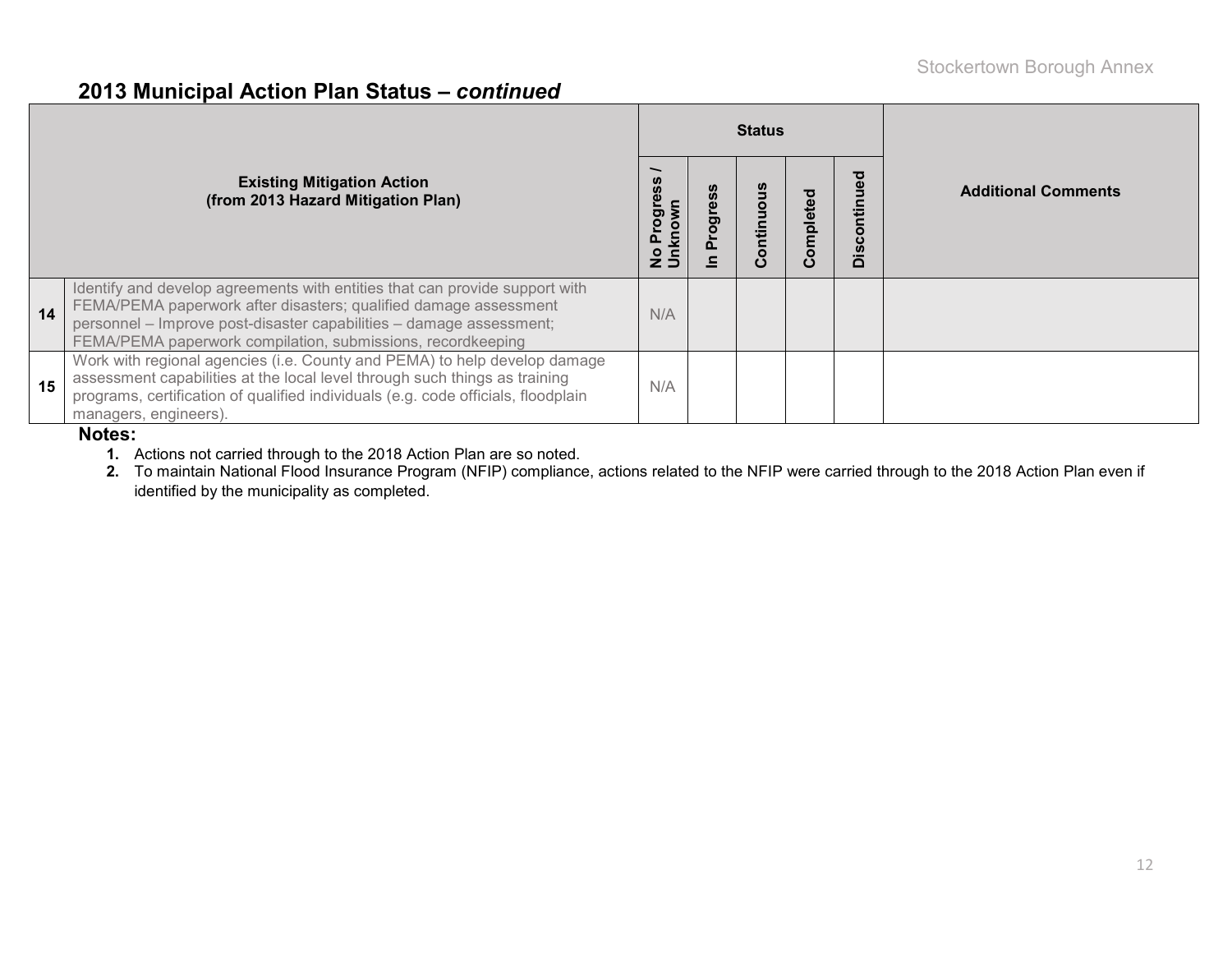## 2013 Municipal Action Plan Status – *continued*

| | Existing Mitigation Action (from 2013 Hazard Mitigation Plan) | Status | | | | | Additional Comments |
|---|---|---|---|---|---|---|---|
| | | No Progress / Unknown | In Progress | Continuous | Completed | Discontinued | |
| 14 | Identify and develop agreements with entities that can provide support with FEMA/PEMA paperwork after disasters; qualified damage assessment personnel – Improve post-disaster capabilities – damage assessment; FEMA/PEMA paperwork compilation, submissions, recordkeeping | N/A | | | | | |
| 15 | Work with regional agencies (i.e. County and PEMA) to help develop damage assessment capabilities at the local level through such things as training programs, certification of qualified individuals (e.g. code officials, floodplain managers, engineers). | N/A | | | | | |

**Notes:**

1. Actions not carried through to the 2018 Action Plan are so noted.
2. To maintain National Flood Insurance Program (NFIP) compliance, actions related to the NFIP were carried through to the 2018 Action Plan even if identified by the municipality as completed.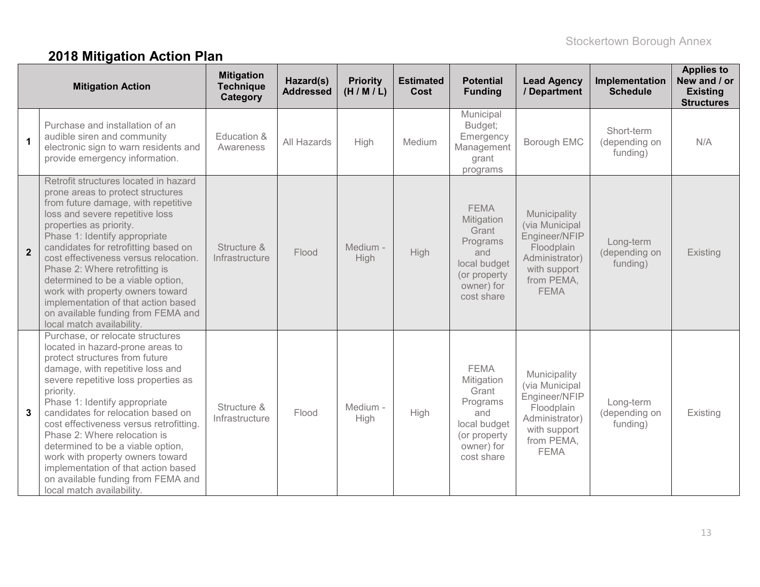## 2018 Mitigation Action Plan

| | Mitigation Action | Mitigation Technique Category | Hazard(s) Addressed | Priority (H / M / L) | Estimated Cost | Potential Funding | Lead Agency / Department | Implementation Schedule | Applies to New and / or Existing Structures |
|---|---|---|---|---|---|---|---|---|---|
| 1 | Purchase and installation of an audible siren and community electronic sign to warn residents and provide emergency information. | Education & Awareness | All Hazards | High | Medium | Municipal Budget; Emergency Management grant programs | Borough EMC | Short-term (depending on funding) | N/A |
| 2 | Retrofit structures located in hazard prone areas to protect structures from future damage, with repetitive loss and severe repetitive loss properties as priority.<br>Phase 1: Identify appropriate candidates for retrofitting based on cost effectiveness versus relocation.<br>Phase 2: Where retrofitting is determined to be a viable option, work with property owners toward implementation of that action based on available funding from FEMA and local match availability. | Structure & Infrastructure | Flood | Medium - High | High | FEMA Mitigation Grant Programs and local budget (or property owner) for cost share | Municipality (via Municipal Engineer/NFIP Floodplain Administrator) with support from PEMA, FEMA | Long-term (depending on funding) | Existing |
| 3 | Purchase, or relocate structures located in hazard-prone areas to protect structures from future damage, with repetitive loss and severe repetitive loss properties as priority.<br>Phase 1: Identify appropriate candidates for relocation based on cost effectiveness versus retrofitting.<br>Phase 2: Where relocation is determined to be a viable option, work with property owners toward implementation of that action based on available funding from FEMA and local match availability. | Structure & Infrastructure | Flood | Medium - High | High | FEMA Mitigation Grant Programs and local budget (or property owner) for cost share | Municipality (via Municipal Engineer/NFIP Floodplain Administrator) with support from PEMA, FEMA | Long-term (depending on funding) | Existing |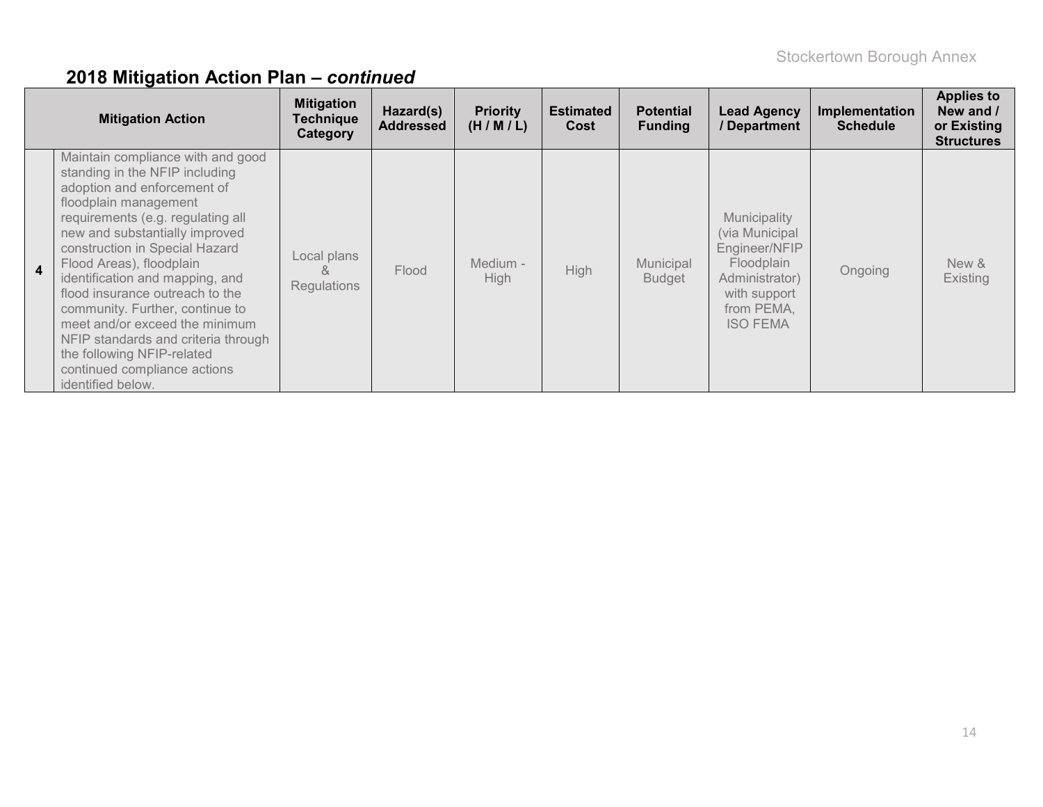## 2018 Mitigation Action Plan – *continued*

| | Mitigation Action | Mitigation Technique Category | Hazard(s) Addressed | Priority (H / M / L) | Estimated Cost | Potential Funding | Lead Agency / Department | Implementation Schedule | Applies to New and / or Existing Structures |
|---|---|---|---|---|---|---|---|---|---|
| **4** | Maintain compliance with and good standing in the NFIP including adoption and enforcement of floodplain management requirements (e.g. regulating all new and substantially improved construction in Special Hazard Flood Areas), floodplain identification and mapping, and flood insurance outreach to the community. Further, continue to meet and/or exceed the minimum NFIP standards and criteria through the following NFIP-related continued compliance actions identified below. | Local plans & Regulations | Flood | Medium - High | High | Municipal Budget | Municipality (via Municipal Engineer/NFIP Floodplain Administrator) with support from PEMA, ISO FEMA | Ongoing | New & Existing |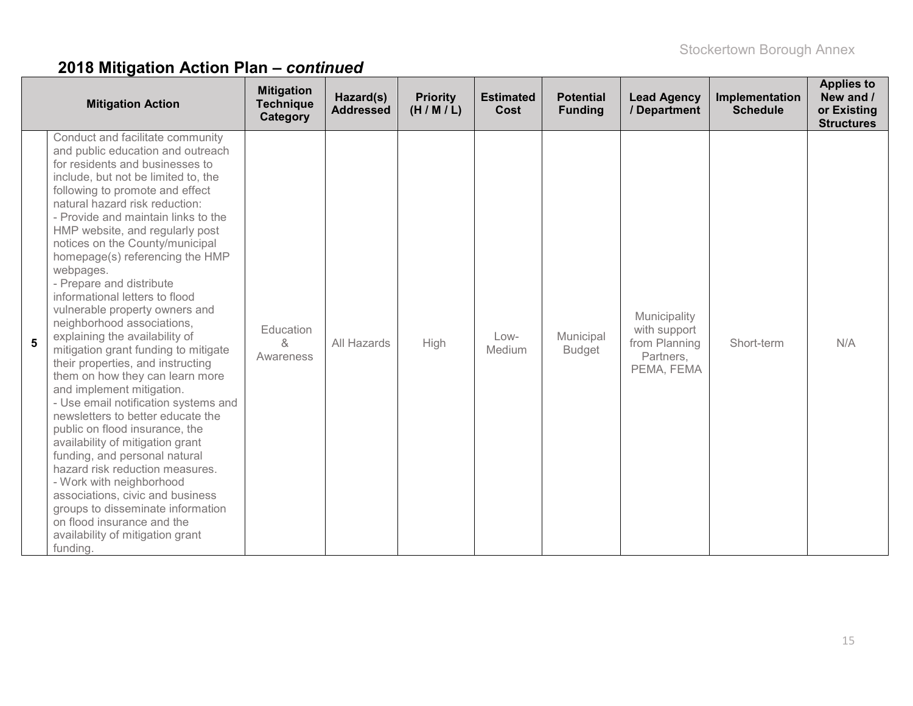## 2018 Mitigation Action Plan – *continued*

| | Mitigation Action | Mitigation Technique Category | Hazard(s) Addressed | Priority (H / M / L) | Estimated Cost | Potential Funding | Lead Agency / Department | Implementation Schedule | Applies to New and / or Existing Structures |
|---|---|---|---|---|---|---|---|---|---|
| **5** | Conduct and facilitate community and public education and outreach for residents and businesses to include, but not be limited to, the following to promote and effect natural hazard risk reduction:<br>- Provide and maintain links to the HMP website, and regularly post notices on the County/municipal homepage(s) referencing the HMP webpages.<br>- Prepare and distribute informational letters to flood vulnerable property owners and neighborhood associations, explaining the availability of mitigation grant funding to mitigate their properties, and instructing them on how they can learn more and implement mitigation.<br>- Use email notification systems and newsletters to better educate the public on flood insurance, the availability of mitigation grant funding, and personal natural hazard risk reduction measures.<br>- Work with neighborhood associations, civic and business groups to disseminate information on flood insurance and the availability of mitigation grant funding. | Education & Awareness | All Hazards | High | Low-Medium | Municipal Budget | Municipality with support from Planning Partners, PEMA, FEMA | Short-term | N/A |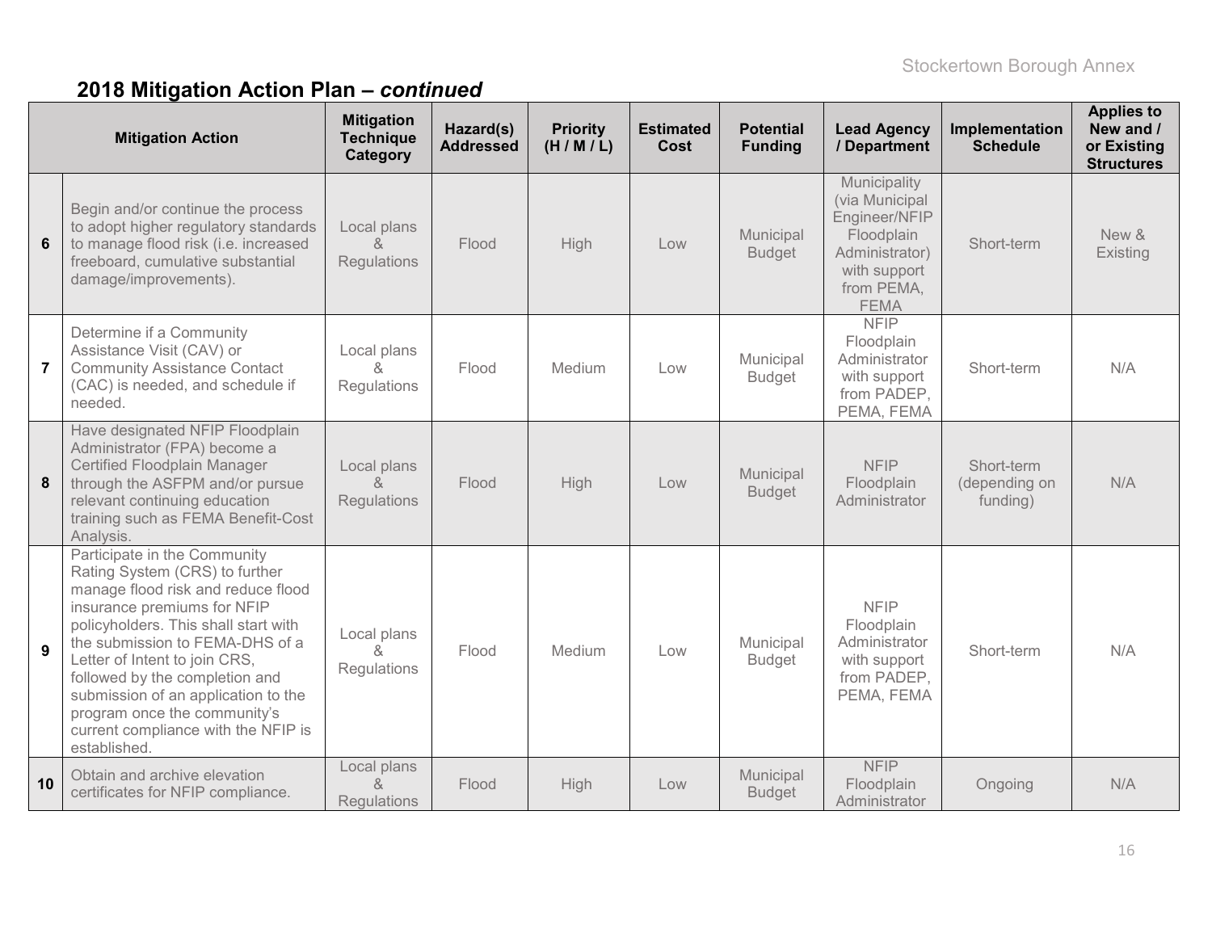## 2018 Mitigation Action Plan – *continued*

| | Mitigation Action | Mitigation Technique Category | Hazard(s) Addressed | Priority (H / M / L) | Estimated Cost | Potential Funding | Lead Agency / Department | Implementation Schedule | Applies to New and / or Existing Structures |
|---|---|---|---|---|---|---|---|---|---|
| 6 | Begin and/or continue the process to adopt higher regulatory standards to manage flood risk (i.e. increased freeboard, cumulative substantial damage/improvements). | Local plans & Regulations | Flood | High | Low | Municipal Budget | Municipality (via Municipal Engineer/NFIP Floodplain Administrator) with support from PEMA, FEMA | Short-term | New & Existing |
| 7 | Determine if a Community Assistance Visit (CAV) or Community Assistance Contact (CAC) is needed, and schedule if needed. | Local plans & Regulations | Flood | Medium | Low | Municipal Budget | NFIP Floodplain Administrator with support from PADEP, PEMA, FEMA | Short-term | N/A |
| 8 | Have designated NFIP Floodplain Administrator (FPA) become a Certified Floodplain Manager through the ASFPM and/or pursue relevant continuing education training such as FEMA Benefit-Cost Analysis. | Local plans & Regulations | Flood | High | Low | Municipal Budget | NFIP Floodplain Administrator | Short-term (depending on funding) | N/A |
| 9 | Participate in the Community Rating System (CRS) to further manage flood risk and reduce flood insurance premiums for NFIP policyholders. This shall start with the submission to FEMA-DHS of a Letter of Intent to join CRS, followed by the completion and submission of an application to the program once the community's current compliance with the NFIP is established. | Local plans & Regulations | Flood | Medium | Low | Municipal Budget | NFIP Floodplain Administrator with support from PADEP, PEMA, FEMA | Short-term | N/A |
| 10 | Obtain and archive elevation certificates for NFIP compliance. | Local plans & Regulations | Flood | High | Low | Municipal Budget | NFIP Floodplain Administrator | Ongoing | N/A |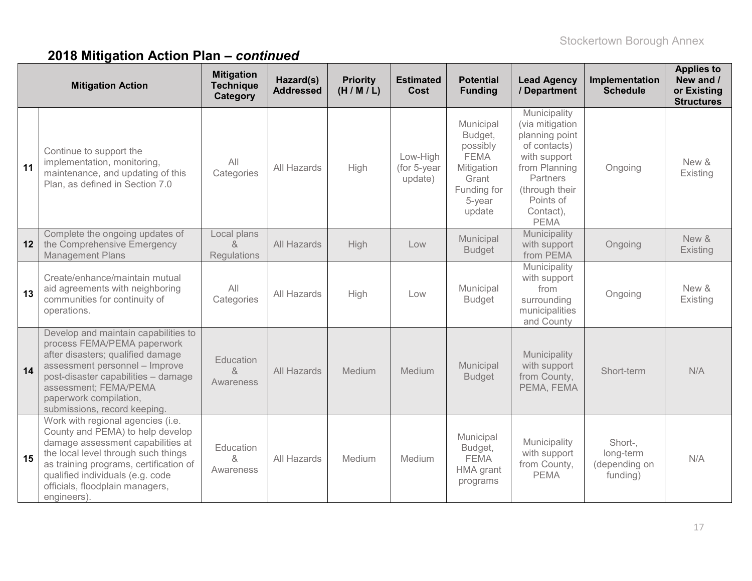## 2018 Mitigation Action Plan – *continued*

| | Mitigation Action | Mitigation Technique Category | Hazard(s) Addressed | Priority (H / M / L) | Estimated Cost | Potential Funding | Lead Agency / Department | Implementation Schedule | Applies to New and / or Existing Structures |
|---|---|---|---|---|---|---|---|---|---|
| 11 | Continue to support the implementation, monitoring, maintenance, and updating of this Plan, as defined in Section 7.0 | All Categories | All Hazards | High | Low-High (for 5-year update) | Municipal Budget, possibly FEMA Mitigation Grant Funding for 5-year update | Municipality (via mitigation planning point of contacts) with support from Planning Partners (through their Points of Contact), PEMA | Ongoing | New & Existing |
| 12 | Complete the ongoing updates of the Comprehensive Emergency Management Plans | Local plans & Regulations | All Hazards | High | Low | Municipal Budget | Municipality with support from PEMA | Ongoing | New & Existing |
| 13 | Create/enhance/maintain mutual aid agreements with neighboring communities for continuity of operations. | All Categories | All Hazards | High | Low | Municipal Budget | Municipality with support from surrounding municipalities and County | Ongoing | New & Existing |
| 14 | Develop and maintain capabilities to process FEMA/PEMA paperwork after disasters; qualified damage assessment personnel – Improve post-disaster capabilities – damage assessment; FEMA/PEMA paperwork compilation, submissions, record keeping. | Education & Awareness | All Hazards | Medium | Medium | Municipal Budget | Municipality with support from County, PEMA, FEMA | Short-term | N/A |
| 15 | Work with regional agencies (i.e. County and PEMA) to help develop damage assessment capabilities at the local level through such things as training programs, certification of qualified individuals (e.g. code officials, floodplain managers, engineers). | Education & Awareness | All Hazards | Medium | Medium | Municipal Budget, FEMA HMA grant programs | Municipality with support from County, PEMA | Short-, long-term (depending on funding) | N/A |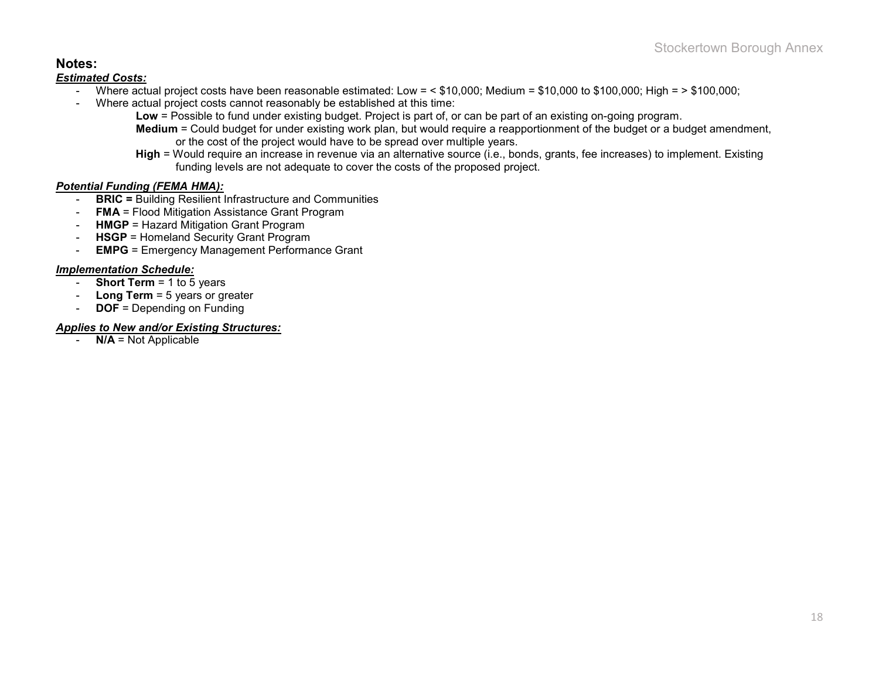## Notes:

***Estimated Costs:***

- Where actual project costs have been reasonable estimated: Low = < $10,000; Medium = $10,000 to $100,000; High = > $100,000;
- Where actual project costs cannot reasonably be established at this time:
  - **Low** = Possible to fund under existing budget. Project is part of, or can be part of an existing on-going program.
  - **Medium** = Could budget for under existing work plan, but would require a reapportionment of the budget or a budget amendment, or the cost of the project would have to be spread over multiple years.
  - **High** = Would require an increase in revenue via an alternative source (i.e., bonds, grants, fee increases) to implement. Existing funding levels are not adequate to cover the costs of the proposed project.

***Potential Funding (FEMA HMA):***

- **BRIC =** Building Resilient Infrastructure and Communities
- **FMA** = Flood Mitigation Assistance Grant Program
- **HMGP** = Hazard Mitigation Grant Program
- **HSGP** = Homeland Security Grant Program
- **EMPG** = Emergency Management Performance Grant

***Implementation Schedule:***

- **Short Term** = 1 to 5 years
- **Long Term** = 5 years or greater
- **DOF** = Depending on Funding

***Applies to New and/or Existing Structures:***

- **N/A** = Not Applicable